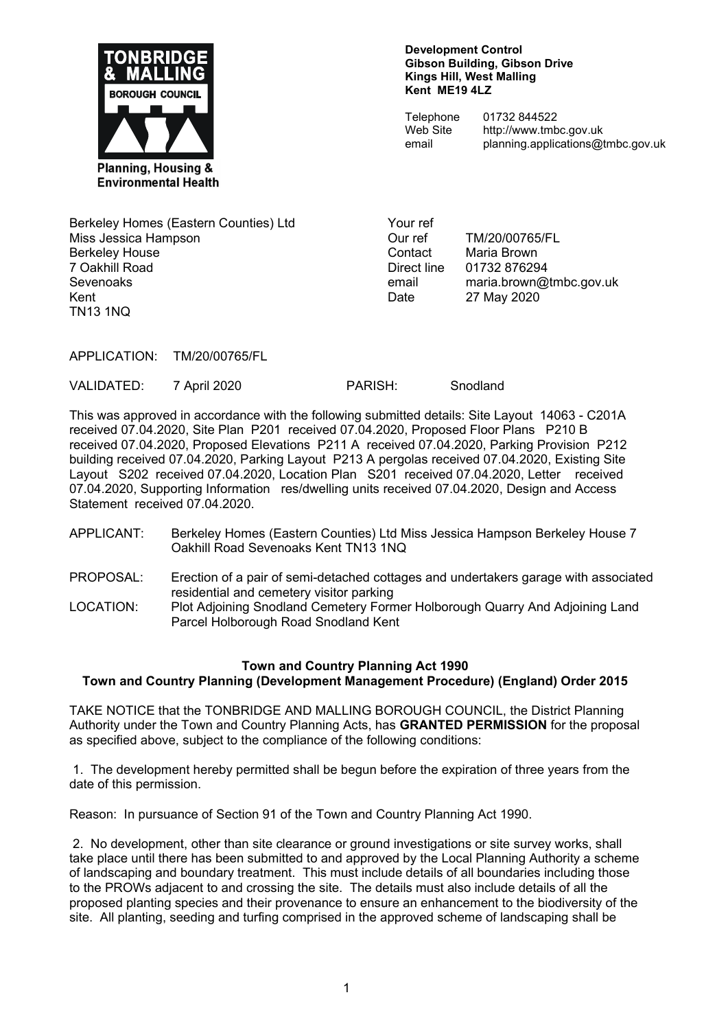TONBRIDGE & MALLING BOROUGH COUNCIL

Planning, Housing & Environmental Health

**Development Control**
**Gibson Building, Gibson Drive**
**Kings Hill, West Malling**
**Kent ME19 4LZ**

Telephone 01732 844522
Web Site http://www.tmbc.gov.uk
email planning.applications@tmbc.gov.uk

Berkeley Homes (Eastern Counties) Ltd
Miss Jessica Hampson
Berkeley House
7 Oakhill Road
Sevenoaks
Kent
TN13 1NQ

Your ref
Our ref TM/20/00765/FL
Contact Maria Brown
Direct line 01732 876294
email maria.brown@tmbc.gov.uk
Date 27 May 2020

APPLICATION: TM/20/00765/FL

VALIDATED: 7 April 2020 PARISH: Snodland

This was approved in accordance with the following submitted details: Site Layout 14063 - C201A received 07.04.2020, Site Plan P201 received 07.04.2020, Proposed Floor Plans P210 B received 07.04.2020, Proposed Elevations P211 A received 07.04.2020, Parking Provision P212 building received 07.04.2020, Parking Layout P213 A pergolas received 07.04.2020, Existing Site Layout S202 received 07.04.2020, Location Plan S201 received 07.04.2020, Letter received 07.04.2020, Supporting Information res/dwelling units received 07.04.2020, Design and Access Statement received 07.04.2020.

APPLICANT: Berkeley Homes (Eastern Counties) Ltd Miss Jessica Hampson Berkeley House 7 Oakhill Road Sevenoaks Kent TN13 1NQ

PROPOSAL: Erection of a pair of semi-detached cottages and undertakers garage with associated residential and cemetery visitor parking

LOCATION: Plot Adjoining Snodland Cemetery Former Holborough Quarry And Adjoining Land Parcel Holborough Road Snodland Kent

**Town and Country Planning Act 1990**
**Town and Country Planning (Development Management Procedure) (England) Order 2015**

TAKE NOTICE that the TONBRIDGE AND MALLING BOROUGH COUNCIL, the District Planning Authority under the Town and Country Planning Acts, has **GRANTED PERMISSION** for the proposal as specified above, subject to the compliance of the following conditions:

1. The development hereby permitted shall be begun before the expiration of three years from the date of this permission.

Reason: In pursuance of Section 91 of the Town and Country Planning Act 1990.

2. No development, other than site clearance or ground investigations or site survey works, shall take place until there has been submitted to and approved by the Local Planning Authority a scheme of landscaping and boundary treatment. This must include details of all boundaries including those to the PROWs adjacent to and crossing the site. The details must also include details of all the proposed planting species and their provenance to ensure an enhancement to the biodiversity of the site. All planting, seeding and turfing comprised in the approved scheme of landscaping shall be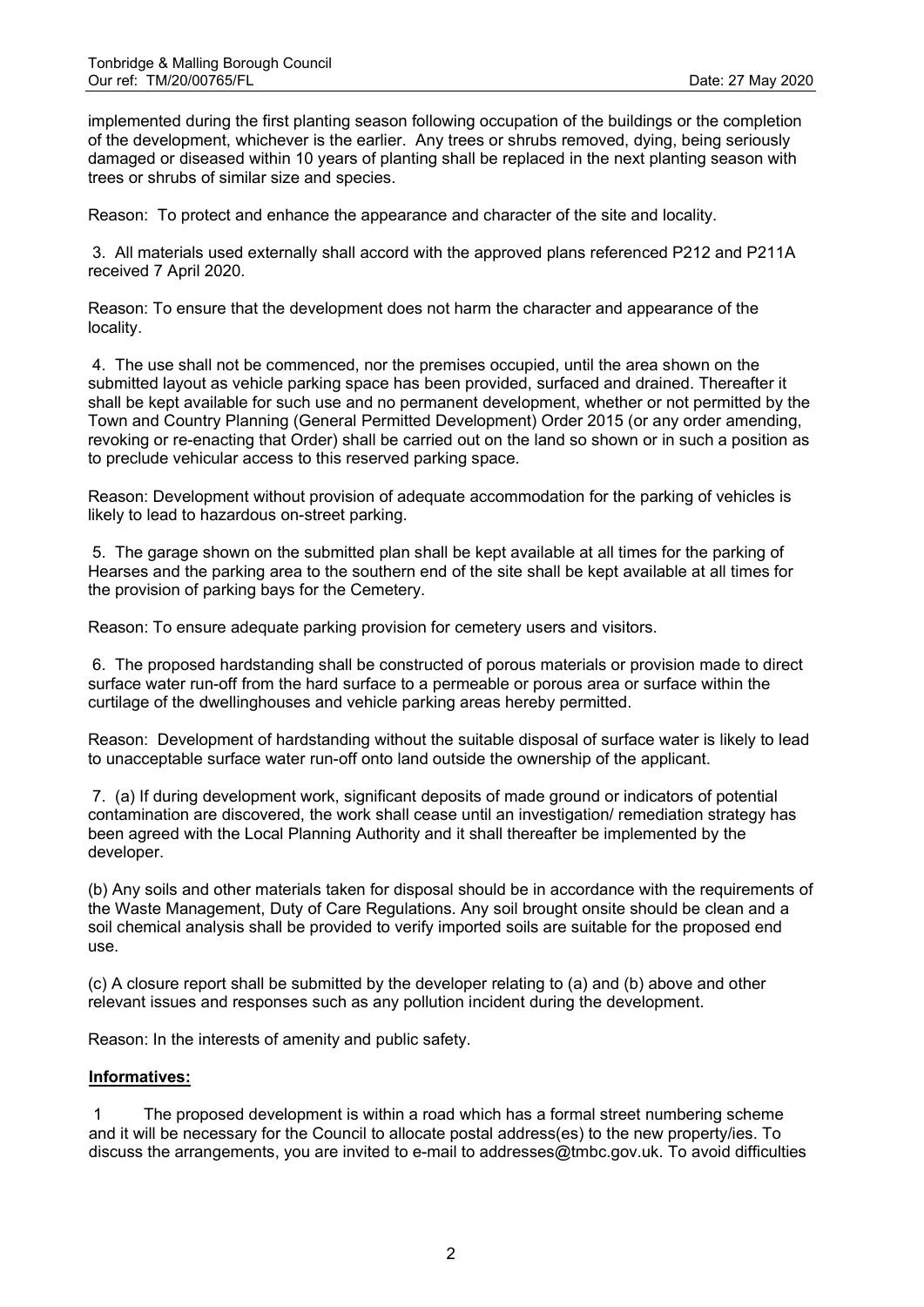implemented during the first planting season following occupation of the buildings or the completion of the development, whichever is the earlier. Any trees or shrubs removed, dying, being seriously damaged or diseased within 10 years of planting shall be replaced in the next planting season with trees or shrubs of similar size and species.

Reason: To protect and enhance the appearance and character of the site and locality.

3. All materials used externally shall accord with the approved plans referenced P212 and P211A received 7 April 2020.

Reason: To ensure that the development does not harm the character and appearance of the locality.

4. The use shall not be commenced, nor the premises occupied, until the area shown on the submitted layout as vehicle parking space has been provided, surfaced and drained. Thereafter it shall be kept available for such use and no permanent development, whether or not permitted by the Town and Country Planning (General Permitted Development) Order 2015 (or any order amending, revoking or re-enacting that Order) shall be carried out on the land so shown or in such a position as to preclude vehicular access to this reserved parking space.

Reason: Development without provision of adequate accommodation for the parking of vehicles is likely to lead to hazardous on-street parking.

5. The garage shown on the submitted plan shall be kept available at all times for the parking of Hearses and the parking area to the southern end of the site shall be kept available at all times for the provision of parking bays for the Cemetery.

Reason: To ensure adequate parking provision for cemetery users and visitors.

6. The proposed hardstanding shall be constructed of porous materials or provision made to direct surface water run-off from the hard surface to a permeable or porous area or surface within the curtilage of the dwellinghouses and vehicle parking areas hereby permitted.

Reason: Development of hardstanding without the suitable disposal of surface water is likely to lead to unacceptable surface water run-off onto land outside the ownership of the applicant.

7. (a) If during development work, significant deposits of made ground or indicators of potential contamination are discovered, the work shall cease until an investigation/ remediation strategy has been agreed with the Local Planning Authority and it shall thereafter be implemented by the developer.

(b) Any soils and other materials taken for disposal should be in accordance with the requirements of the Waste Management, Duty of Care Regulations. Any soil brought onsite should be clean and a soil chemical analysis shall be provided to verify imported soils are suitable for the proposed end use.

(c) A closure report shall be submitted by the developer relating to (a) and (b) above and other relevant issues and responses such as any pollution incident during the development.

Reason: In the interests of amenity and public safety.

**Informatives:**

1 The proposed development is within a road which has a formal street numbering scheme and it will be necessary for the Council to allocate postal address(es) to the new property/ies. To discuss the arrangements, you are invited to e-mail to addresses@tmbc.gov.uk. To avoid difficulties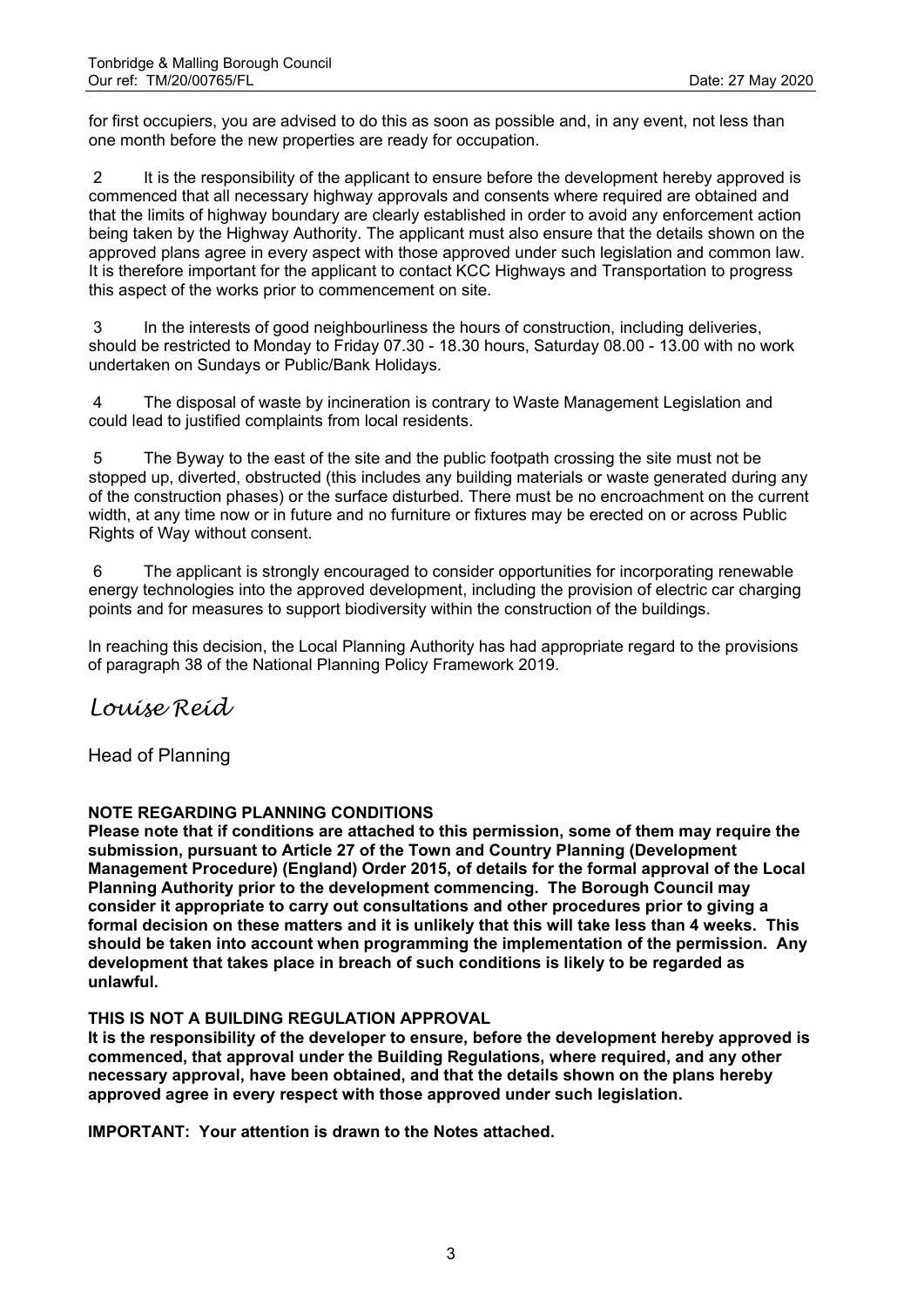for first occupiers, you are advised to do this as soon as possible and, in any event, not less than one month before the new properties are ready for occupation.

2 It is the responsibility of the applicant to ensure before the development hereby approved is commenced that all necessary highway approvals and consents where required are obtained and that the limits of highway boundary are clearly established in order to avoid any enforcement action being taken by the Highway Authority. The applicant must also ensure that the details shown on the approved plans agree in every aspect with those approved under such legislation and common law. It is therefore important for the applicant to contact KCC Highways and Transportation to progress this aspect of the works prior to commencement on site.

3 In the interests of good neighbourliness the hours of construction, including deliveries, should be restricted to Monday to Friday 07.30 - 18.30 hours, Saturday 08.00 - 13.00 with no work undertaken on Sundays or Public/Bank Holidays.

4 The disposal of waste by incineration is contrary to Waste Management Legislation and could lead to justified complaints from local residents.

5 The Byway to the east of the site and the public footpath crossing the site must not be stopped up, diverted, obstructed (this includes any building materials or waste generated during any of the construction phases) or the surface disturbed. There must be no encroachment on the current width, at any time now or in future and no furniture or fixtures may be erected on or across Public Rights of Way without consent.

6 The applicant is strongly encouraged to consider opportunities for incorporating renewable energy technologies into the approved development, including the provision of electric car charging points and for measures to support biodiversity within the construction of the buildings.

In reaching this decision, the Local Planning Authority has had appropriate regard to the provisions of paragraph 38 of the National Planning Policy Framework 2019.

*Louise Reid*

Head of Planning

**NOTE REGARDING PLANNING CONDITIONS**
**Please note that if conditions are attached to this permission, some of them may require the submission, pursuant to Article 27 of the Town and Country Planning (Development Management Procedure) (England) Order 2015, of details for the formal approval of the Local Planning Authority prior to the development commencing. The Borough Council may consider it appropriate to carry out consultations and other procedures prior to giving a formal decision on these matters and it is unlikely that this will take less than 4 weeks. This should be taken into account when programming the implementation of the permission. Any development that takes place in breach of such conditions is likely to be regarded as unlawful.**

**THIS IS NOT A BUILDING REGULATION APPROVAL**
**It is the responsibility of the developer to ensure, before the development hereby approved is commenced, that approval under the Building Regulations, where required, and any other necessary approval, have been obtained, and that the details shown on the plans hereby approved agree in every respect with those approved under such legislation.**

**IMPORTANT: Your attention is drawn to the Notes attached.**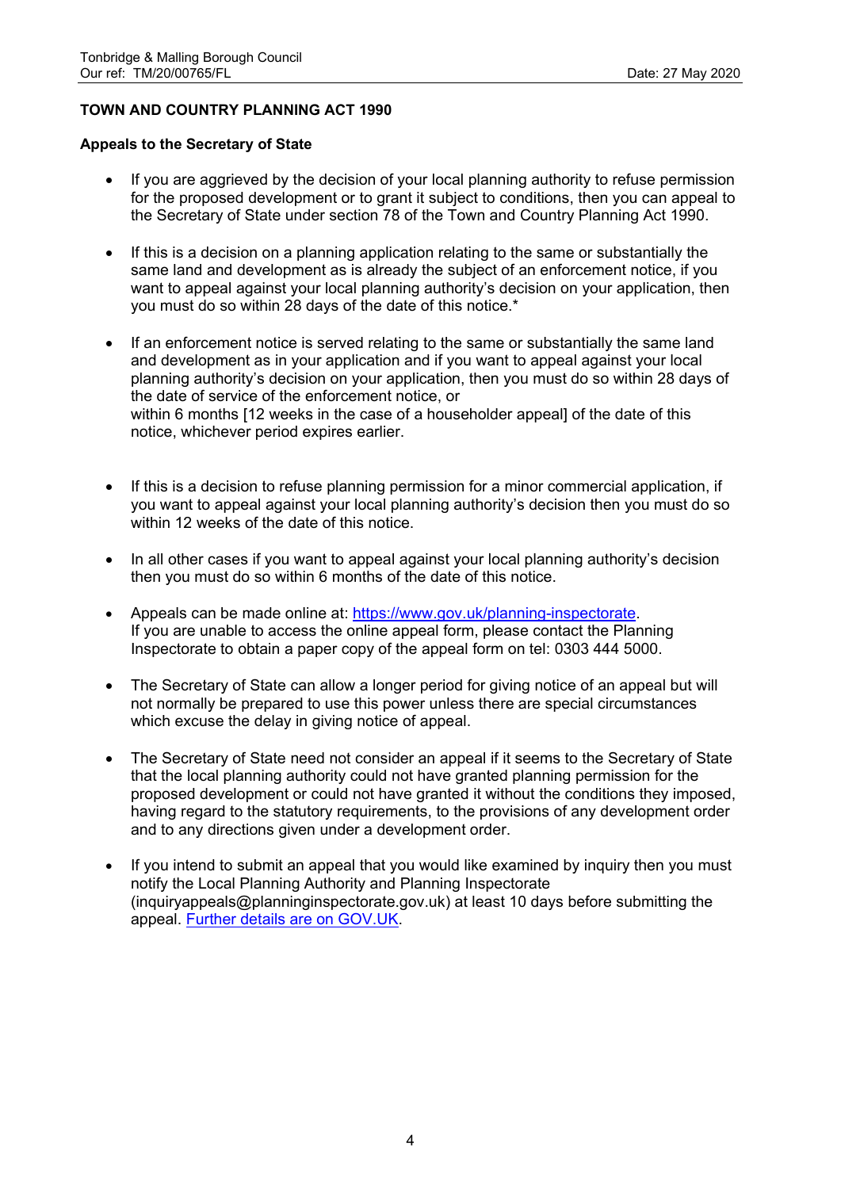**TOWN AND COUNTRY PLANNING ACT 1990**

**Appeals to the Secretary of State**

- If you are aggrieved by the decision of your local planning authority to refuse permission for the proposed development or to grant it subject to conditions, then you can appeal to the Secretary of State under section 78 of the Town and Country Planning Act 1990.

- If this is a decision on a planning application relating to the same or substantially the same land and development as is already the subject of an enforcement notice, if you want to appeal against your local planning authority's decision on your application, then you must do so within 28 days of the date of this notice.*

- If an enforcement notice is served relating to the same or substantially the same land and development as in your application and if you want to appeal against your local planning authority's decision on your application, then you must do so within 28 days of the date of service of the enforcement notice, or within 6 months [12 weeks in the case of a householder appeal] of the date of this notice, whichever period expires earlier.

- If this is a decision to refuse planning permission for a minor commercial application, if you want to appeal against your local planning authority's decision then you must do so within 12 weeks of the date of this notice.

- In all other cases if you want to appeal against your local planning authority's decision then you must do so within 6 months of the date of this notice.

- Appeals can be made online at: [https://www.gov.uk/planning-inspectorate](https://www.gov.uk/planning-inspectorate). If you are unable to access the online appeal form, please contact the Planning Inspectorate to obtain a paper copy of the appeal form on tel: 0303 444 5000.

- The Secretary of State can allow a longer period for giving notice of an appeal but will not normally be prepared to use this power unless there are special circumstances which excuse the delay in giving notice of appeal.

- The Secretary of State need not consider an appeal if it seems to the Secretary of State that the local planning authority could not have granted planning permission for the proposed development or could not have granted it without the conditions they imposed, having regard to the statutory requirements, to the provisions of any development order and to any directions given under a development order.

- If you intend to submit an appeal that you would like examined by inquiry then you must notify the Local Planning Authority and Planning Inspectorate (inquiryappeals@planninginspectorate.gov.uk) at least 10 days before submitting the appeal. Further details are on GOV.UK.